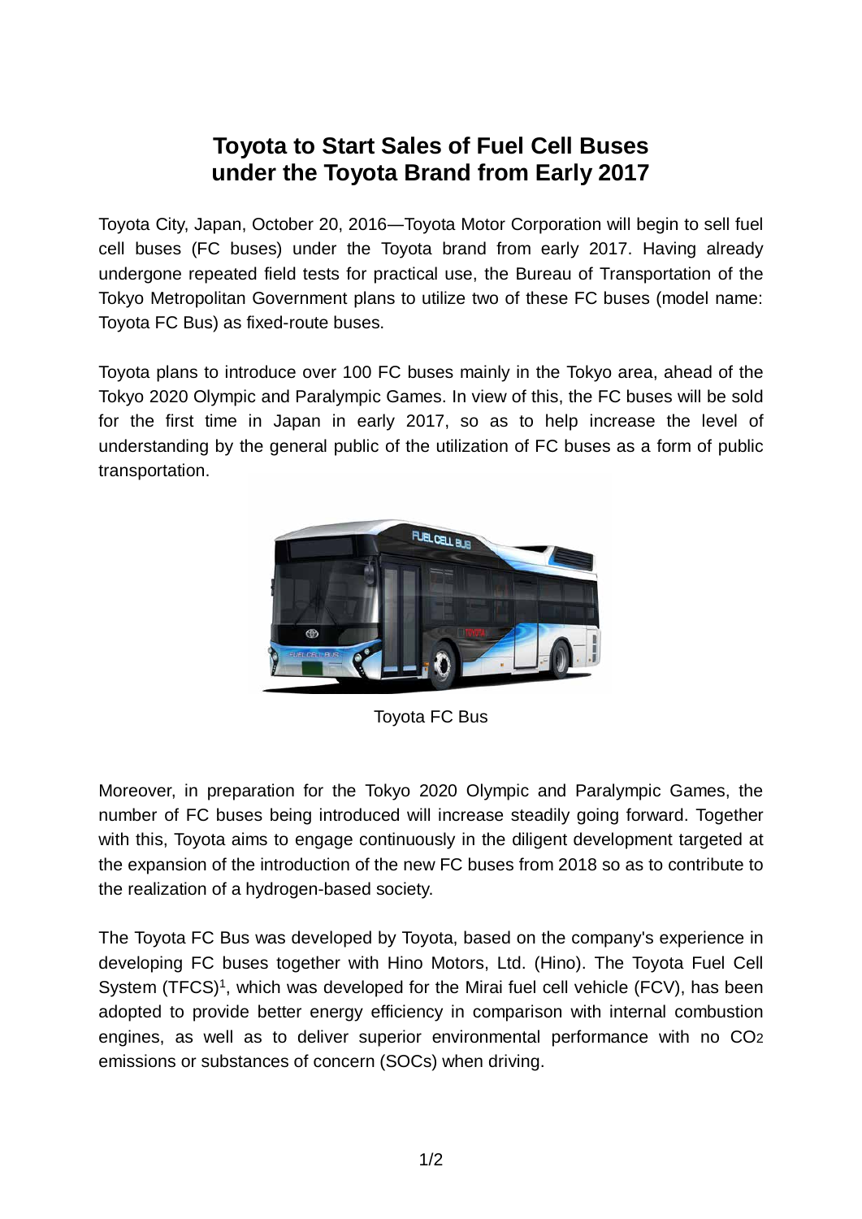# Toyota to Start Sales of Fuel Cell Buses under the Toyota Brand from Early 2017

Toyota City, Japan, October 20, 2016—Toyota Motor Corporation will begin to sell fuel cell buses (FC buses) under the Toyota brand from early 2017. Having already undergone repeated field tests for practical use, the Bureau of Transportation of the Tokyo Metropolitan Government plans to utilize two of these FC buses (model name: Toyota FC Bus) as fixed-route buses.

Toyota plans to introduce over 100 FC buses mainly in the Tokyo area, ahead of the Tokyo 2020 Olympic and Paralympic Games. In view of this, the FC buses will be sold for the first time in Japan in early 2017, so as to help increase the level of understanding by the general public of the utilization of FC buses as a form of public transportation.

Toyota FC Bus

Moreover, in preparation for the Tokyo 2020 Olympic and Paralympic Games, the number of FC buses being introduced will increase steadily going forward. Together with this, Toyota aims to engage continuously in the diligent development targeted at the expansion of the introduction of the new FC buses from 2018 so as to contribute to the realization of a hydrogen-based society.

The Toyota FC Bus was developed by Toyota, based on the company's experience in developing FC buses together with Hino Motors, Ltd. (Hino). The Toyota Fuel Cell System (TFCS)[1], which was developed for the Mirai fuel cell vehicle (FCV), has been adopted to provide better energy efficiency in comparison with internal combustion engines, as well as to deliver superior environmental performance with no $CO_2$ emissions or substances of concern (SOCs) when driving.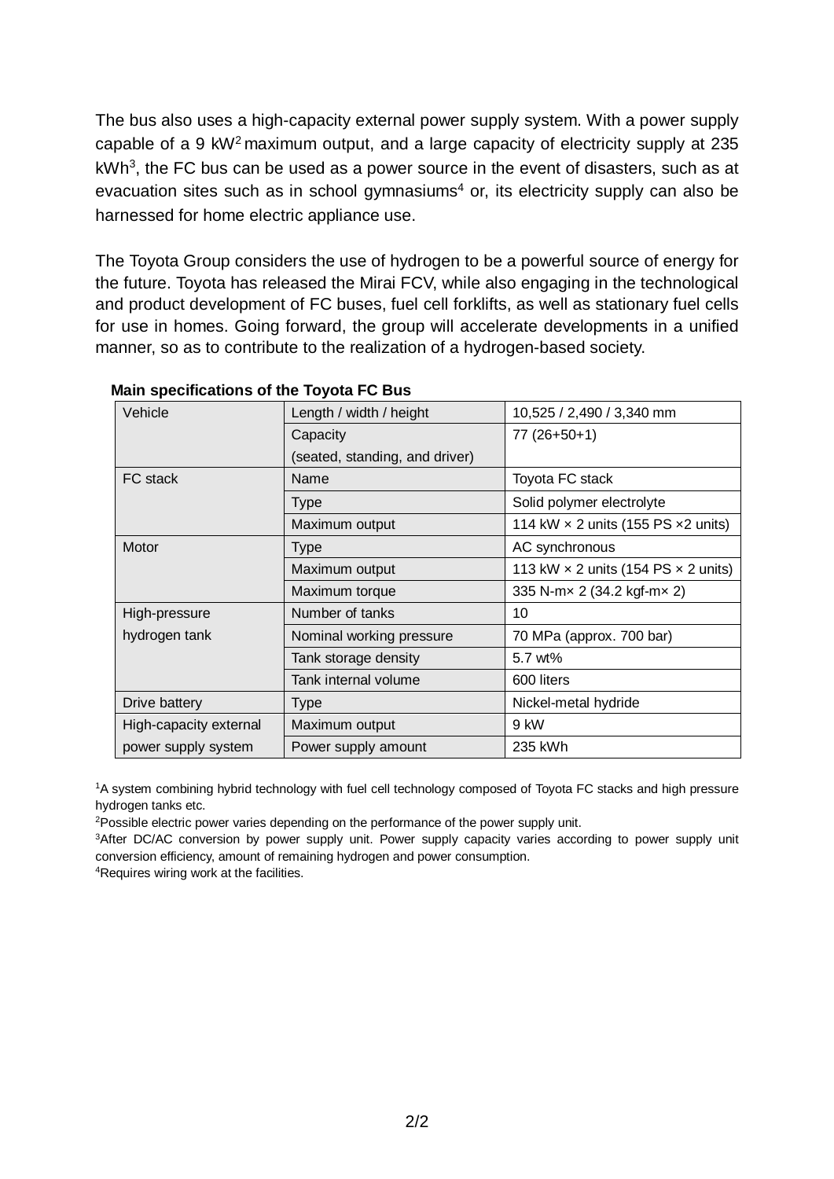The bus also uses a high-capacity external power supply system. With a power supply capable of a 9 kW[2] maximum output, and a large capacity of electricity supply at 235 kWh[3], the FC bus can be used as a power source in the event of disasters, such as at evacuation sites such as in school gymnasiums[4] or, its electricity supply can also be harnessed for home electric appliance use.

The Toyota Group considers the use of hydrogen to be a powerful source of energy for the future. Toyota has released the Mirai FCV, while also engaging in the technological and product development of FC buses, fuel cell forklifts, as well as stationary fuel cells for use in homes. Going forward, the group will accelerate developments in a unified manner, so as to contribute to the realization of a hydrogen-based society.

**Main specifications of the Toyota FC Bus**

| | | |
|---|---|---|
| Vehicle | Length / width / height | 10,525 / 2,490 / 3,340 mm |
| | Capacity (seated, standing, and driver) | 77 (26+50+1) |
| FC stack | Name | Toyota FC stack |
| | Type | Solid polymer electrolyte |
| | Maximum output | 114 kW × 2 units (155 PS ×2 units) |
| Motor | Type | AC synchronous |
| | Maximum output | 113 kW × 2 units (154 PS × 2 units) |
| | Maximum torque | 335 N-m× 2 (34.2 kgf-m× 2) |
| High-pressure hydrogen tank | Number of tanks | 10 |
| | Nominal working pressure | 70 MPa (approx. 700 bar) |
| | Tank storage density | 5.7 wt% |
| | Tank internal volume | 600 liters |
| Drive battery | Type | Nickel-metal hydride |
| High-capacity external power supply system | Maximum output | 9 kW |
| | Power supply amount | 235 kWh |

[1]A system combining hybrid technology with fuel cell technology composed of Toyota FC stacks and high pressure hydrogen tanks etc.

[2]Possible electric power varies depending on the performance of the power supply unit.

[3]After DC/AC conversion by power supply unit. Power supply capacity varies according to power supply unit conversion efficiency, amount of remaining hydrogen and power consumption.

[4]Requires wiring work at the facilities.